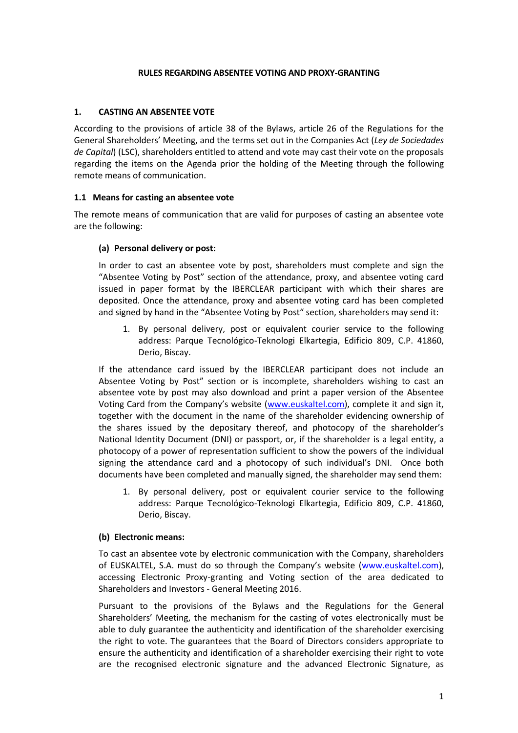**RULES REGARDING ABSENTEE VOTING AND PROXY-GRANTING**

## 1. CASTING AN ABSENTEE VOTE

According to the provisions of article 38 of the Bylaws, article 26 of the Regulations for the General Shareholders' Meeting, and the terms set out in the Companies Act (*Ley de Sociedades de Capital*) (LSC), shareholders entitled to attend and vote may cast their vote on the proposals regarding the items on the Agenda prior the holding of the Meeting through the following remote means of communication.

### 1.1 Means for casting an absentee vote

The remote means of communication that are valid for purposes of casting an absentee vote are the following:

**(a) Personal delivery or post:**

In order to cast an absentee vote by post, shareholders must complete and sign the "Absentee Voting by Post" section of the attendance, proxy, and absentee voting card issued in paper format by the IBERCLEAR participant with which their shares are deposited. Once the attendance, proxy and absentee voting card has been completed and signed by hand in the "Absentee Voting by Post" section, shareholders may send it:

1. By personal delivery, post or equivalent courier service to the following address: Parque Tecnológico-Teknologi Elkartegia, Edificio 809, C.P. 41860, Derio, Biscay.

If the attendance card issued by the IBERCLEAR participant does not include an Absentee Voting by Post" section or is incomplete, shareholders wishing to cast an absentee vote by post may also download and print a paper version of the Absentee Voting Card from the Company's website (www.euskaltel.com), complete it and sign it, together with the document in the name of the shareholder evidencing ownership of the shares issued by the depositary thereof, and photocopy of the shareholder's National Identity Document (DNI) or passport, or, if the shareholder is a legal entity, a photocopy of a power of representation sufficient to show the powers of the individual signing the attendance card and a photocopy of such individual's DNI. Once both documents have been completed and manually signed, the shareholder may send them:

1. By personal delivery, post or equivalent courier service to the following address: Parque Tecnológico-Teknologi Elkartegia, Edificio 809, C.P. 41860, Derio, Biscay.

**(b) Electronic means:**

To cast an absentee vote by electronic communication with the Company, shareholders of EUSKALTEL, S.A. must do so through the Company's website (www.euskaltel.com), accessing Electronic Proxy-granting and Voting section of the area dedicated to Shareholders and Investors - General Meeting 2016.

Pursuant to the provisions of the Bylaws and the Regulations for the General Shareholders' Meeting, the mechanism for the casting of votes electronically must be able to duly guarantee the authenticity and identification of the shareholder exercising the right to vote. The guarantees that the Board of Directors considers appropriate to ensure the authenticity and identification of a shareholder exercising their right to vote are the recognised electronic signature and the advanced Electronic Signature, as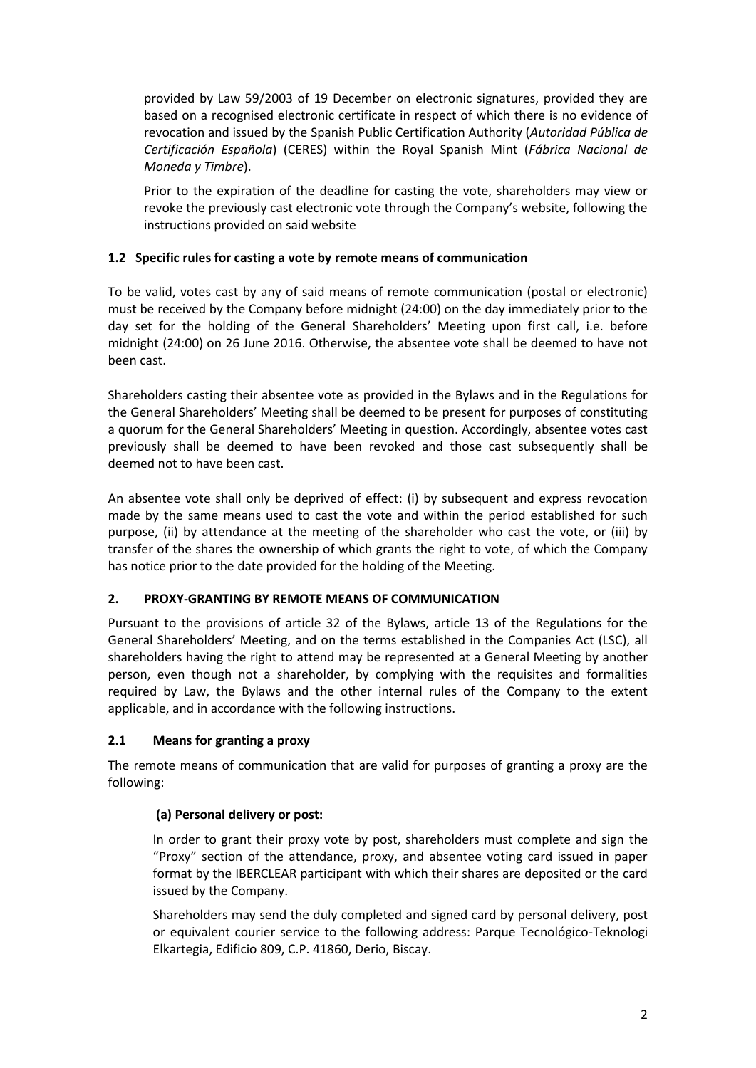provided by Law 59/2003 of 19 December on electronic signatures, provided they are based on a recognised electronic certificate in respect of which there is no evidence of revocation and issued by the Spanish Public Certification Authority (*Autoridad Pública de Certificación Española*) (CERES) within the Royal Spanish Mint (*Fábrica Nacional de Moneda y Timbre*).

Prior to the expiration of the deadline for casting the vote, shareholders may view or revoke the previously cast electronic vote through the Company's website, following the instructions provided on said website

### 1.2 Specific rules for casting a vote by remote means of communication

To be valid, votes cast by any of said means of remote communication (postal or electronic) must be received by the Company before midnight (24:00) on the day immediately prior to the day set for the holding of the General Shareholders' Meeting upon first call, i.e. before midnight (24:00) on 26 June 2016. Otherwise, the absentee vote shall be deemed to have not been cast.

Shareholders casting their absentee vote as provided in the Bylaws and in the Regulations for the General Shareholders' Meeting shall be deemed to be present for purposes of constituting a quorum for the General Shareholders' Meeting in question. Accordingly, absentee votes cast previously shall be deemed to have been revoked and those cast subsequently shall be deemed not to have been cast.

An absentee vote shall only be deprived of effect: (i) by subsequent and express revocation made by the same means used to cast the vote and within the period established for such purpose, (ii) by attendance at the meeting of the shareholder who cast the vote, or (iii) by transfer of the shares the ownership of which grants the right to vote, of which the Company has notice prior to the date provided for the holding of the Meeting.

## 2. PROXY-GRANTING BY REMOTE MEANS OF COMMUNICATION

Pursuant to the provisions of article 32 of the Bylaws, article 13 of the Regulations for the General Shareholders' Meeting, and on the terms established in the Companies Act (LSC), all shareholders having the right to attend may be represented at a General Meeting by another person, even though not a shareholder, by complying with the requisites and formalities required by Law, the Bylaws and the other internal rules of the Company to the extent applicable, and in accordance with the following instructions.

### 2.1 Means for granting a proxy

The remote means of communication that are valid for purposes of granting a proxy are the following:

**(a) Personal delivery or post:**

In order to grant their proxy vote by post, shareholders must complete and sign the "Proxy" section of the attendance, proxy, and absentee voting card issued in paper format by the IBERCLEAR participant with which their shares are deposited or the card issued by the Company.

Shareholders may send the duly completed and signed card by personal delivery, post or equivalent courier service to the following address: Parque Tecnológico-Teknologi Elkartegia, Edificio 809, C.P. 41860, Derio, Biscay.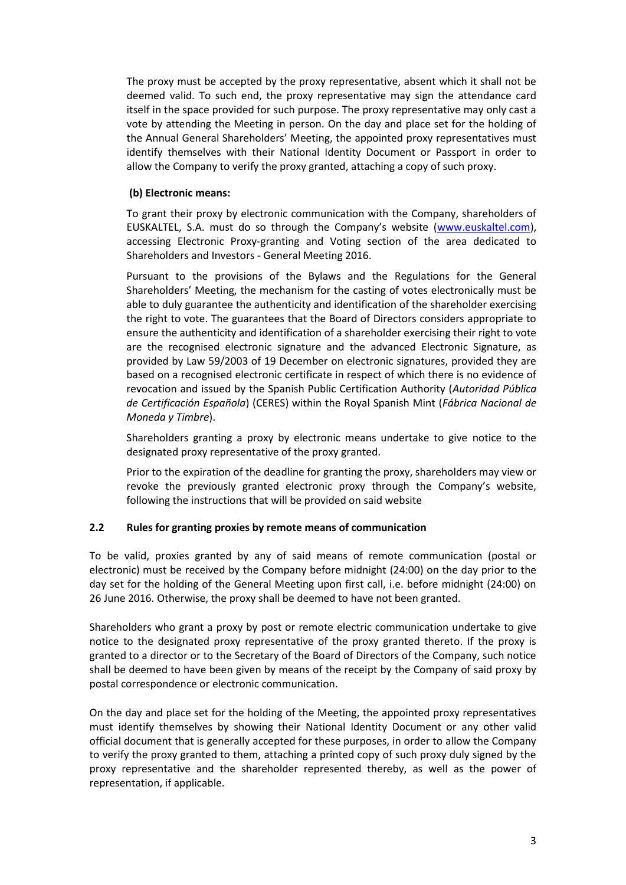The proxy must be accepted by the proxy representative, absent which it shall not be deemed valid. To such end, the proxy representative may sign the attendance card itself in the space provided for such purpose. The proxy representative may only cast a vote by attending the Meeting in person. On the day and place set for the holding of the Annual General Shareholders' Meeting, the appointed proxy representatives must identify themselves with their National Identity Document or Passport in order to allow the Company to verify the proxy granted, attaching a copy of such proxy.

**(b) Electronic means:**

To grant their proxy by electronic communication with the Company, shareholders of EUSKALTEL, S.A. must do so through the Company's website (www.euskaltel.com), accessing Electronic Proxy-granting and Voting section of the area dedicated to Shareholders and Investors - General Meeting 2016.

Pursuant to the provisions of the Bylaws and the Regulations for the General Shareholders' Meeting, the mechanism for the casting of votes electronically must be able to duly guarantee the authenticity and identification of the shareholder exercising the right to vote. The guarantees that the Board of Directors considers appropriate to ensure the authenticity and identification of a shareholder exercising their right to vote are the recognised electronic signature and the advanced Electronic Signature, as provided by Law 59/2003 of 19 December on electronic signatures, provided they are based on a recognised electronic certificate in respect of which there is no evidence of revocation and issued by the Spanish Public Certification Authority (*Autoridad Pública de Certificación Española*) (CERES) within the Royal Spanish Mint (*Fábrica Nacional de Moneda y Timbre*).

Shareholders granting a proxy by electronic means undertake to give notice to the designated proxy representative of the proxy granted.

Prior to the expiration of the deadline for granting the proxy, shareholders may view or revoke the previously granted electronic proxy through the Company's website, following the instructions that will be provided on said website

### 2.2 Rules for granting proxies by remote means of communication

To be valid, proxies granted by any of said means of remote communication (postal or electronic) must be received by the Company before midnight (24:00) on the day prior to the day set for the holding of the General Meeting upon first call, i.e. before midnight (24:00) on 26 June 2016. Otherwise, the proxy shall be deemed to have not been granted.

Shareholders who grant a proxy by post or remote electric communication undertake to give notice to the designated proxy representative of the proxy granted thereto. If the proxy is granted to a director or to the Secretary of the Board of Directors of the Company, such notice shall be deemed to have been given by means of the receipt by the Company of said proxy by postal correspondence or electronic communication.

On the day and place set for the holding of the Meeting, the appointed proxy representatives must identify themselves by showing their National Identity Document or any other valid official document that is generally accepted for these purposes, in order to allow the Company to verify the proxy granted to them, attaching a printed copy of such proxy duly signed by the proxy representative and the shareholder represented thereby, as well as the power of representation, if applicable.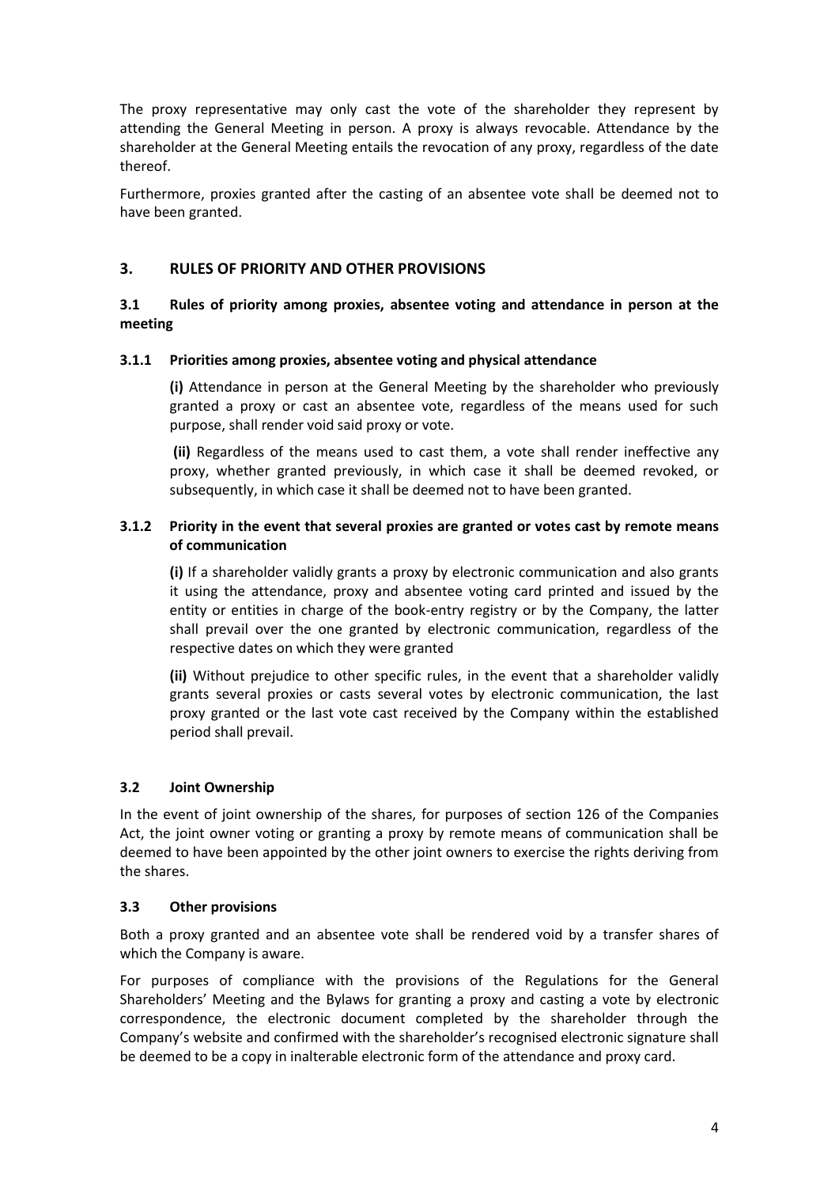The proxy representative may only cast the vote of the shareholder they represent by attending the General Meeting in person. A proxy is always revocable. Attendance by the shareholder at the General Meeting entails the revocation of any proxy, regardless of the date thereof.

Furthermore, proxies granted after the casting of an absentee vote shall be deemed not to have been granted.

## 3. RULES OF PRIORITY AND OTHER PROVISIONS

### 3.1 Rules of priority among proxies, absentee voting and attendance in person at the meeting

#### 3.1.1 Priorities among proxies, absentee voting and physical attendance

**(i)** Attendance in person at the General Meeting by the shareholder who previously granted a proxy or cast an absentee vote, regardless of the means used for such purpose, shall render void said proxy or vote.

**(ii)** Regardless of the means used to cast them, a vote shall render ineffective any proxy, whether granted previously, in which case it shall be deemed revoked, or subsequently, in which case it shall be deemed not to have been granted.

#### 3.1.2 Priority in the event that several proxies are granted or votes cast by remote means of communication

**(i)** If a shareholder validly grants a proxy by electronic communication and also grants it using the attendance, proxy and absentee voting card printed and issued by the entity or entities in charge of the book-entry registry or by the Company, the latter shall prevail over the one granted by electronic communication, regardless of the respective dates on which they were granted

**(ii)** Without prejudice to other specific rules, in the event that a shareholder validly grants several proxies or casts several votes by electronic communication, the last proxy granted or the last vote cast received by the Company within the established period shall prevail.

### 3.2 Joint Ownership

In the event of joint ownership of the shares, for purposes of section 126 of the Companies Act, the joint owner voting or granting a proxy by remote means of communication shall be deemed to have been appointed by the other joint owners to exercise the rights deriving from the shares.

### 3.3 Other provisions

Both a proxy granted and an absentee vote shall be rendered void by a transfer shares of which the Company is aware.

For purposes of compliance with the provisions of the Regulations for the General Shareholders' Meeting and the Bylaws for granting a proxy and casting a vote by electronic correspondence, the electronic document completed by the shareholder through the Company's website and confirmed with the shareholder's recognised electronic signature shall be deemed to be a copy in inalterable electronic form of the attendance and proxy card.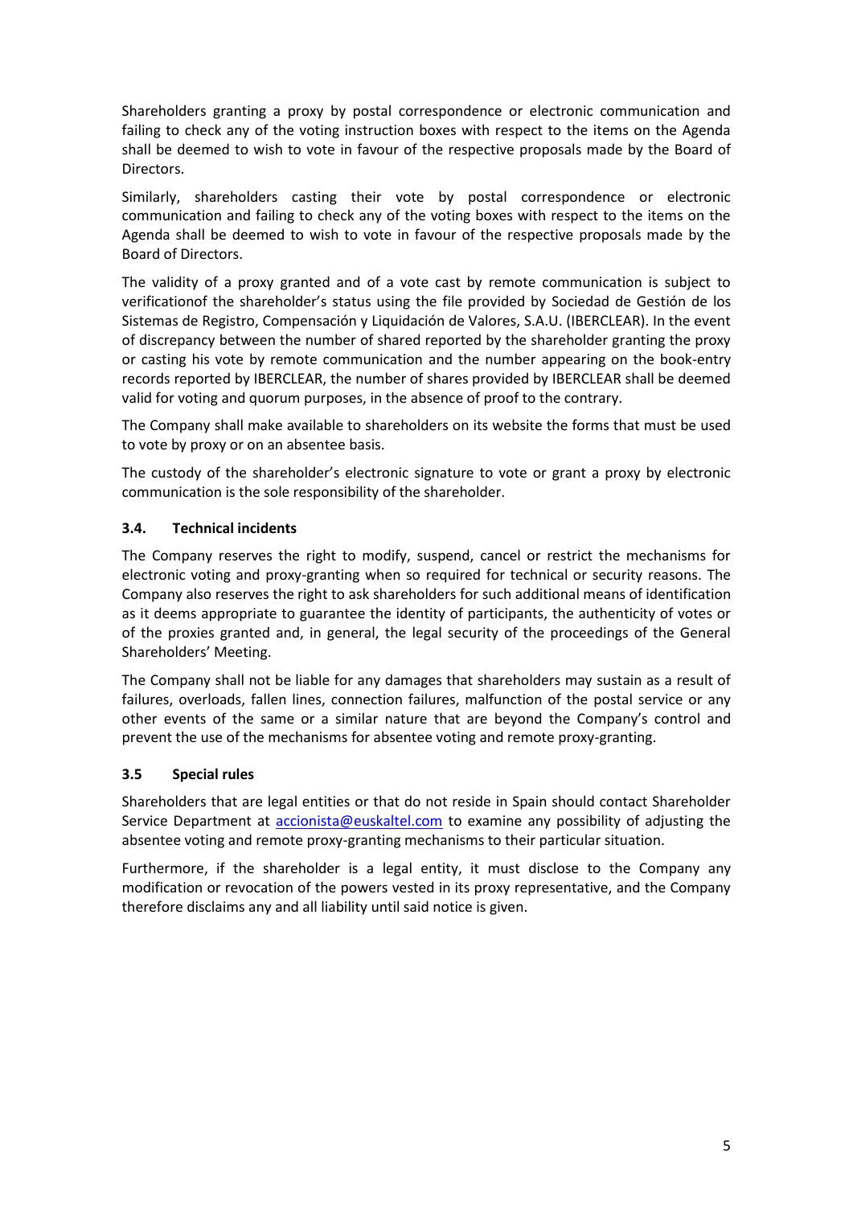Shareholders granting a proxy by postal correspondence or electronic communication and failing to check any of the voting instruction boxes with respect to the items on the Agenda shall be deemed to wish to vote in favour of the respective proposals made by the Board of Directors.

Similarly, shareholders casting their vote by postal correspondence or electronic communication and failing to check any of the voting boxes with respect to the items on the Agenda shall be deemed to wish to vote in favour of the respective proposals made by the Board of Directors.

The validity of a proxy granted and of a vote cast by remote communication is subject to verificationof the shareholder's status using the file provided by Sociedad de Gestión de los Sistemas de Registro, Compensación y Liquidación de Valores, S.A.U. (IBERCLEAR). In the event of discrepancy between the number of shared reported by the shareholder granting the proxy or casting his vote by remote communication and the number appearing on the book-entry records reported by IBERCLEAR, the number of shares provided by IBERCLEAR shall be deemed valid for voting and quorum purposes, in the absence of proof to the contrary.

The Company shall make available to shareholders on its website the forms that must be used to vote by proxy or on an absentee basis.

The custody of the shareholder's electronic signature to vote or grant a proxy by electronic communication is the sole responsibility of the shareholder.

### 3.4. Technical incidents

The Company reserves the right to modify, suspend, cancel or restrict the mechanisms for electronic voting and proxy-granting when so required for technical or security reasons. The Company also reserves the right to ask shareholders for such additional means of identification as it deems appropriate to guarantee the identity of participants, the authenticity of votes or of the proxies granted and, in general, the legal security of the proceedings of the General Shareholders' Meeting.

The Company shall not be liable for any damages that shareholders may sustain as a result of failures, overloads, fallen lines, connection failures, malfunction of the postal service or any other events of the same or a similar nature that are beyond the Company's control and prevent the use of the mechanisms for absentee voting and remote proxy-granting.

### 3.5 Special rules

Shareholders that are legal entities or that do not reside in Spain should contact Shareholder Service Department at accionista@euskaltel.com to examine any possibility of adjusting the absentee voting and remote proxy-granting mechanisms to their particular situation.

Furthermore, if the shareholder is a legal entity, it must disclose to the Company any modification or revocation of the powers vested in its proxy representative, and the Company therefore disclaims any and all liability until said notice is given.